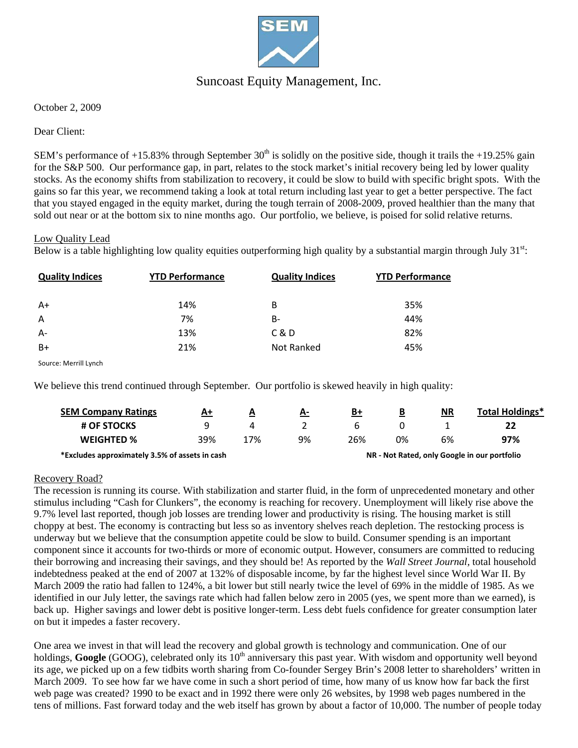# Suncoast Equity Management, Inc.

October 2, 2009

Dear Client:

SEM's performance of +15.83% through September 30th is solidly on the positive side, though it trails the +19.25% gain for the S&P 500. Our performance gap, in part, relates to the stock market's initial recovery being led by lower quality stocks. As the economy shifts from stabilization to recovery, it could be slow to build with specific bright spots. With the gains so far this year, we recommend taking a look at total return including last year to get a better perspective. The fact that you stayed engaged in the equity market, during the tough terrain of 2008-2009, proved healthier than the many that sold out near or at the bottom six to nine months ago. Our portfolio, we believe, is poised for solid relative returns.

## Low Quality Lead

Below is a table highlighting low quality equities outperforming high quality by a substantial margin through July 31st:

| Quality Indices | YTD Performance | Quality Indices | YTD Performance |
|---|---|---|---|
| A+ | 14% | B | 35% |
| A | 7% | B- | 44% |
| A- | 13% | C & D | 82% |
| B+ | 21% | Not Ranked | 45% |

Source: Merrill Lynch

We believe this trend continued through September. Our portfolio is skewed heavily in high quality:

| SEM Company Ratings | A+ | A | A- | B+ | B | NR | Total Holdings* |
|---|---|---|---|---|---|---|---|
| **# OF STOCKS** | 9 | 4 | 2 | 6 | 0 | 1 | **22** |
| **WEIGHTED %** | 39% | 17% | 9% | 26% | 0% | 6% | **97%** |

**\*Excludes approximately 3.5% of assets in cash** — **NR - Not Rated, only Google in our portfolio**

## Recovery Road?

The recession is running its course. With stabilization and starter fluid, in the form of unprecedented monetary and other stimulus including "Cash for Clunkers", the economy is reaching for recovery. Unemployment will likely rise above the 9.7% level last reported, though job losses are trending lower and productivity is rising. The housing market is still choppy at best. The economy is contracting but less so as inventory shelves reach depletion. The restocking process is underway but we believe that the consumption appetite could be slow to build. Consumer spending is an important component since it accounts for two-thirds or more of economic output. However, consumers are committed to reducing their borrowing and increasing their savings, and they should be! As reported by the *Wall Street Journal*, total household indebtedness peaked at the end of 2007 at 132% of disposable income, by far the highest level since World War II. By March 2009 the ratio had fallen to 124%, a bit lower but still nearly twice the level of 69% in the middle of 1985. As we identified in our July letter, the savings rate which had fallen below zero in 2005 (yes, we spent more than we earned), is back up. Higher savings and lower debt is positive longer-term. Less debt fuels confidence for greater consumption later on but it impedes a faster recovery.

One area we invest in that will lead the recovery and global growth is technology and communication. One of our holdings, **Google** (GOOG), celebrated only its 10th anniversary this past year. With wisdom and opportunity well beyond its age, we picked up on a few tidbits worth sharing from Co-founder Sergey Brin's 2008 letter to shareholders' written in March 2009. To see how far we have come in such a short period of time, how many of us know how far back the first web page was created? 1990 to be exact and in 1992 there were only 26 websites, by 1998 web pages numbered in the tens of millions. Fast forward today and the web itself has grown by about a factor of 10,000. The number of people today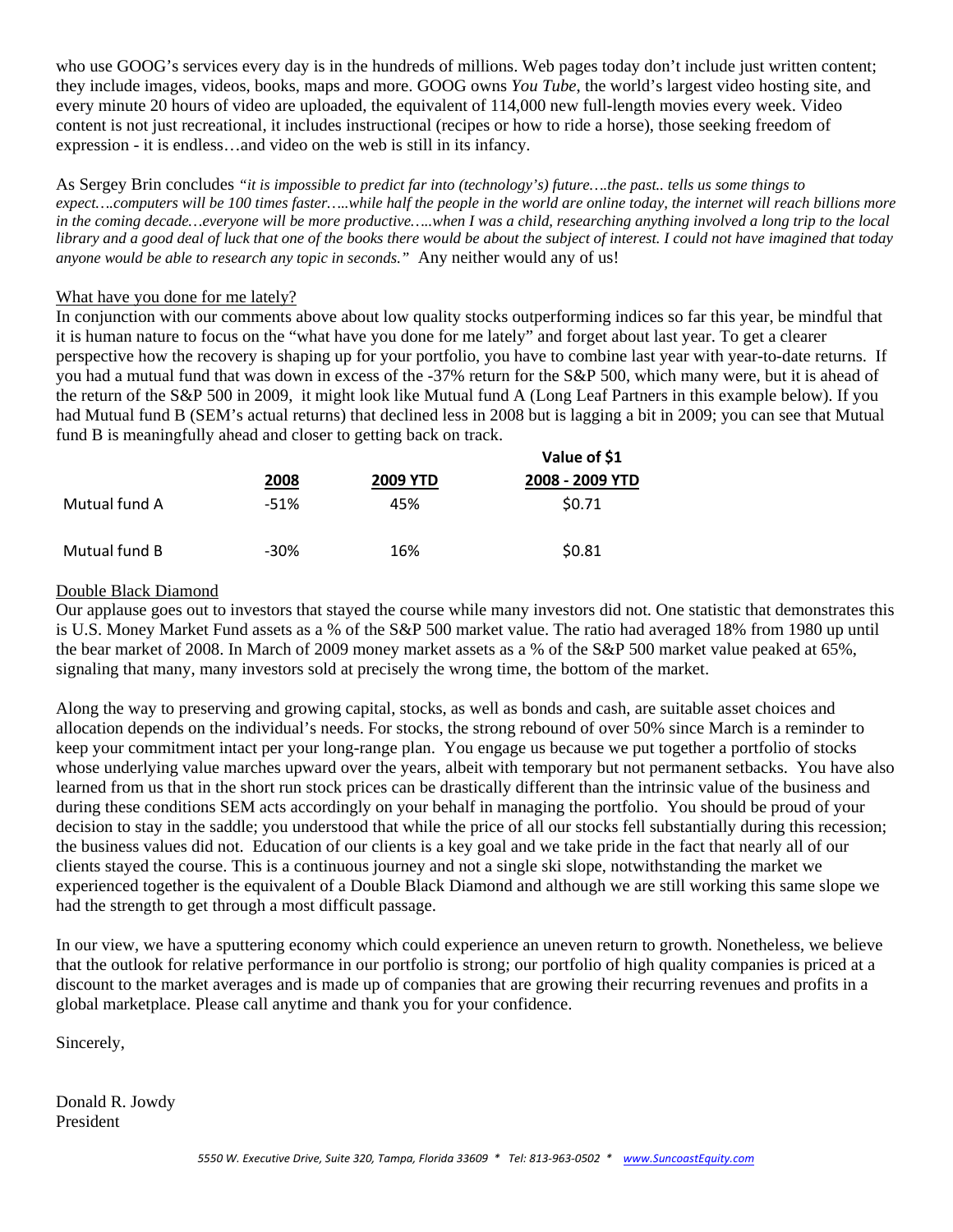who use GOOG's services every day is in the hundreds of millions. Web pages today don't include just written content; they include images, videos, books, maps and more. GOOG owns *You Tube*, the world's largest video hosting site, and every minute 20 hours of video are uploaded, the equivalent of 114,000 new full-length movies every week. Video content is not just recreational, it includes instructional (recipes or how to ride a horse), those seeking freedom of expression - it is endless…and video on the web is still in its infancy.

As Sergey Brin concludes *"it is impossible to predict far into (technology's) future….the past.. tells us some things to expect….computers will be 100 times faster…..while half the people in the world are online today, the internet will reach billions more in the coming decade…everyone will be more productive…..when I was a child, researching anything involved a long trip to the local library and a good deal of luck that one of the books there would be about the subject of interest. I could not have imagined that today anyone would be able to research any topic in seconds."* Any neither would any of us!

## What have you done for me lately?

In conjunction with our comments above about low quality stocks outperforming indices so far this year, be mindful that it is human nature to focus on the "what have you done for me lately" and forget about last year. To get a clearer perspective how the recovery is shaping up for your portfolio, you have to combine last year with year-to-date returns. If you had a mutual fund that was down in excess of the -37% return for the S&P 500, which many were, but it is ahead of the return of the S&P 500 in 2009, it might look like Mutual fund A (Long Leaf Partners in this example below). If you had Mutual fund B (SEM's actual returns) that declined less in 2008 but is lagging a bit in 2009; you can see that Mutual fund B is meaningfully ahead and closer to getting back on track.

| | 2008 | 2009 YTD | Value of $1 2008 - 2009 YTD |
|---|---|---|---|
| Mutual fund A | -51% | 45% | $0.71 |
| Mutual fund B | -30% | 16% | $0.81 |

## Double Black Diamond

Our applause goes out to investors that stayed the course while many investors did not. One statistic that demonstrates this is U.S. Money Market Fund assets as a % of the S&P 500 market value. The ratio had averaged 18% from 1980 up until the bear market of 2008. In March of 2009 money market assets as a % of the S&P 500 market value peaked at 65%, signaling that many, many investors sold at precisely the wrong time, the bottom of the market.

Along the way to preserving and growing capital, stocks, as well as bonds and cash, are suitable asset choices and allocation depends on the individual's needs. For stocks, the strong rebound of over 50% since March is a reminder to keep your commitment intact per your long-range plan. You engage us because we put together a portfolio of stocks whose underlying value marches upward over the years, albeit with temporary but not permanent setbacks. You have also learned from us that in the short run stock prices can be drastically different than the intrinsic value of the business and during these conditions SEM acts accordingly on your behalf in managing the portfolio. You should be proud of your decision to stay in the saddle; you understood that while the price of all our stocks fell substantially during this recession; the business values did not. Education of our clients is a key goal and we take pride in the fact that nearly all of our clients stayed the course. This is a continuous journey and not a single ski slope, notwithstanding the market we experienced together is the equivalent of a Double Black Diamond and although we are still working this same slope we had the strength to get through a most difficult passage.

In our view, we have a sputtering economy which could experience an uneven return to growth. Nonetheless, we believe that the outlook for relative performance in our portfolio is strong; our portfolio of high quality companies is priced at a discount to the market averages and is made up of companies that are growing their recurring revenues and profits in a global marketplace. Please call anytime and thank you for your confidence.

Sincerely,

Donald R. Jowdy
President

*5550 W. Executive Drive, Suite 320, Tampa, Florida 33609 * Tel: 813-963-0502 * www.SuncoastEquity.com*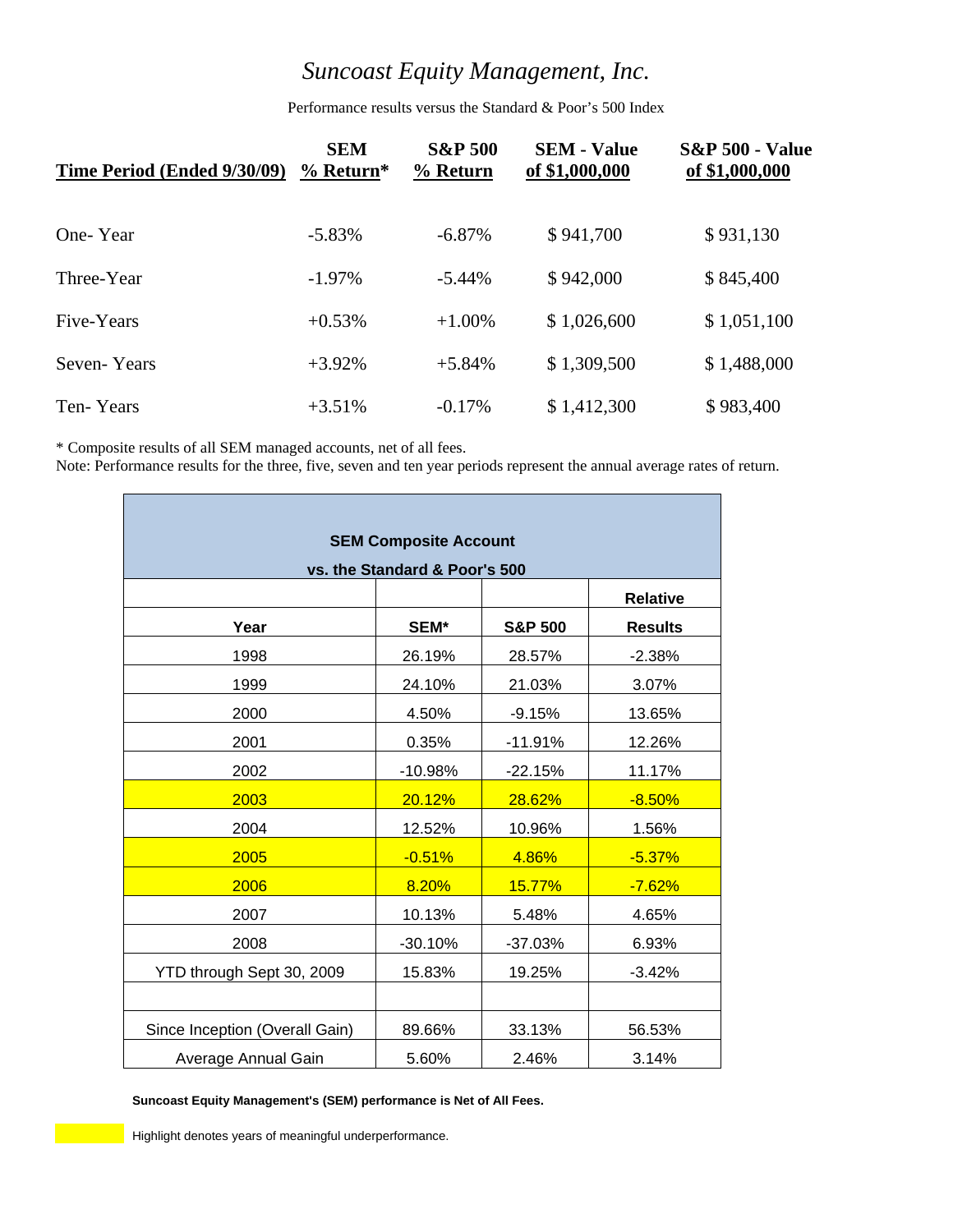# *Suncoast Equity Management, Inc.*

Performance results versus the Standard & Poor's 500 Index

| Time Period (Ended 9/30/09) | SEM % Return* | S&P 500 % Return | SEM - Value of $1,000,000 | S&P 500 - Value of $1,000,000 |
|---|---|---|---|---|
| One- Year | -5.83% | -6.87% | $ 941,700 | $ 931,130 |
| Three-Year | -1.97% | -5.44% | $ 942,000 | $ 845,400 |
| Five-Years | +0.53% | +1.00% | $ 1,026,600 | $ 1,051,100 |
| Seven- Years | +3.92% | +5.84% | $ 1,309,500 | $ 1,488,000 |
| Ten- Years | +3.51% | -0.17% | $ 1,412,300 | $ 983,400 |

* Composite results of all SEM managed accounts, net of all fees.
Note: Performance results for the three, five, seven and ten year periods represent the annual average rates of return.

**SEM Composite Account vs. the Standard & Poor's 500**

| Year | SEM* | S&P 500 | Relative Results |
|---|---|---|---|
| 1998 | 26.19% | 28.57% | -2.38% |
| 1999 | 24.10% | 21.03% | 3.07% |
| 2000 | 4.50% | -9.15% | 13.65% |
| 2001 | 0.35% | -11.91% | 12.26% |
| 2002 | -10.98% | -22.15% | 11.17% |
| 2003 | 20.12% | 28.62% | -8.50% |
| 2004 | 12.52% | 10.96% | 1.56% |
| 2005 | -0.51% | 4.86% | -5.37% |
| 2006 | 8.20% | 15.77% | -7.62% |
| 2007 | 10.13% | 5.48% | 4.65% |
| 2008 | -30.10% | -37.03% | 6.93% |
| YTD through Sept 30, 2009 | 15.83% | 19.25% | -3.42% |
| | | | |
| Since Inception (Overall Gain) | 89.66% | 33.13% | 56.53% |
| Average Annual Gain | 5.60% | 2.46% | 3.14% |

**Suncoast Equity Management's (SEM) performance is Net of All Fees.**

Highlight denotes years of meaningful underperformance.